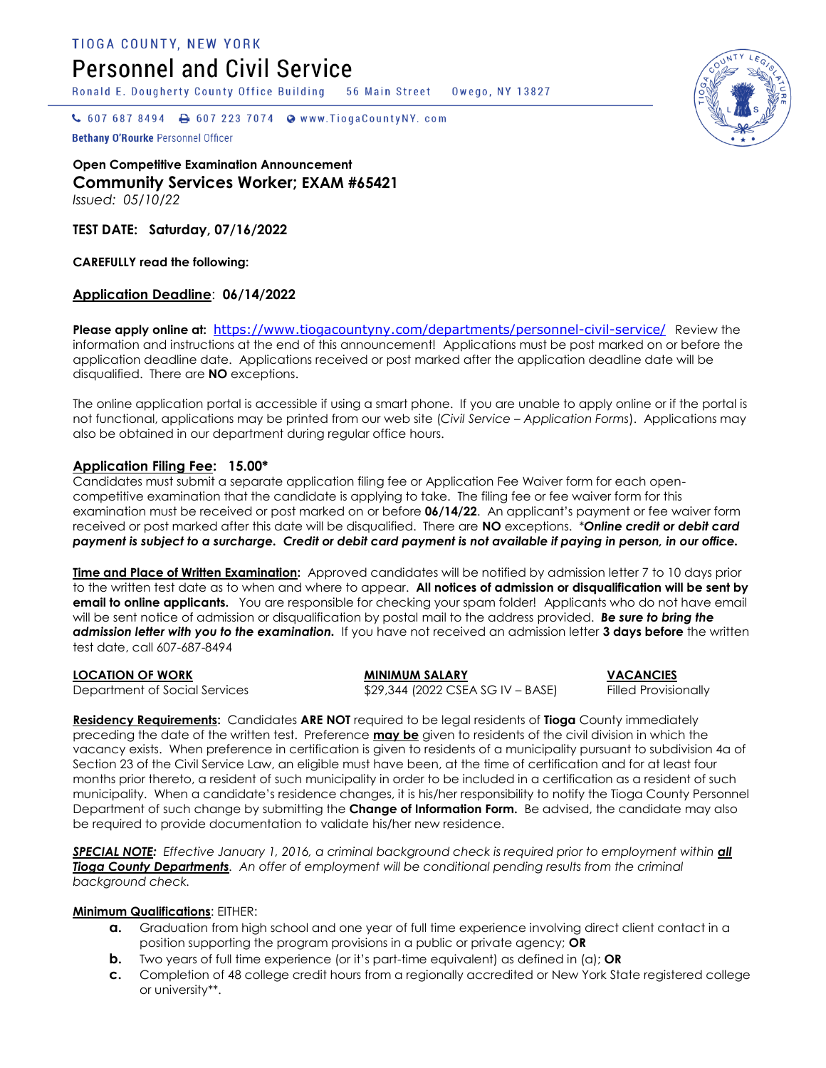TIOGA COUNTY, NEW YORK

# Personnel and Civil Service

Ronald E. Dougherty County Office Building 56 Main Street Owego, NY 13827

607 687 8494 607 223 7074 www.TiogaCountyNY.com

**Bethany O'Rourke** Personnel Officer

**Open Competitive Examination Announcement**

## Community Services Worker; EXAM #65421

*Issued: 05/10/22*

**TEST DATE: Saturday, 07/16/2022**

**CAREFULLY read the following:**

**Application Deadline: 06/14/2022**

**Please apply online at:** https://www.tiogacountyny.com/departments/personnel-civil-service/ Review the information and instructions at the end of this announcement! Applications must be post marked on or before the application deadline date. Applications received or post marked after the application deadline date will be disqualified. There are **NO** exceptions.

The online application portal is accessible if using a smart phone. If you are unable to apply online or if the portal is not functional, applications may be printed from our web site (*Civil Service – Application Forms*). Applications may also be obtained in our department during regular office hours.

**Application Filing Fee: 15.00***

Candidates must submit a separate application filing fee or Application Fee Waiver form for each open-competitive examination that the candidate is applying to take. The filing fee or fee waiver form for this examination must be received or post marked on or before **06/14/22**. An applicant's payment or fee waiver form received or post marked after this date will be disqualified. There are **NO** exceptions. ***Online credit or debit card payment is subject to a surcharge. Credit or debit card payment is not available if paying in person, in our office.***

**Time and Place of Written Examination:** Approved candidates will be notified by admission letter 7 to 10 days prior to the written test date as to when and where to appear. **All notices of admission or disqualification will be sent by email to online applicants.** You are responsible for checking your spam folder! Applicants who do not have email will be sent notice of admission or disqualification by postal mail to the address provided. ***Be sure to bring the admission letter with you to the examination.*** If you have not received an admission letter **3 days before** the written test date, call 607-687-8494

| LOCATION OF WORK | MINIMUM SALARY | VACANCIES |
| --- | --- | --- |
| Department of Social Services | $29,344 (2022 CSEA SG IV – BASE) | Filled Provisionally |

**Residency Requirements:** Candidates **ARE NOT** required to be legal residents of **Tioga** County immediately preceding the date of the written test. Preference **may be** given to residents of the civil division in which the vacancy exists. When preference in certification is given to residents of a municipality pursuant to subdivision 4a of Section 23 of the Civil Service Law, an eligible must have been, at the time of certification and for at least four months prior thereto, a resident of such municipality in order to be included in a certification as a resident of such municipality. When a candidate's residence changes, it is his/her responsibility to notify the Tioga County Personnel Department of such change by submitting the **Change of Information Form.** Be advised, the candidate may also be required to provide documentation to validate his/her new residence.

***SPECIAL NOTE:*** *Effective January 1, 2016, a criminal background check is required prior to employment within **all Tioga County Departments**. An offer of employment will be conditional pending results from the criminal background check.*

**Minimum Qualifications**: EITHER:

- **a.** Graduation from high school and one year of full time experience involving direct client contact in a position supporting the program provisions in a public or private agency; **OR**
- **b.** Two years of full time experience (or it's part-time equivalent) as defined in (a); **OR**
- **c.** Completion of 48 college credit hours from a regionally accredited or New York State registered college or university**.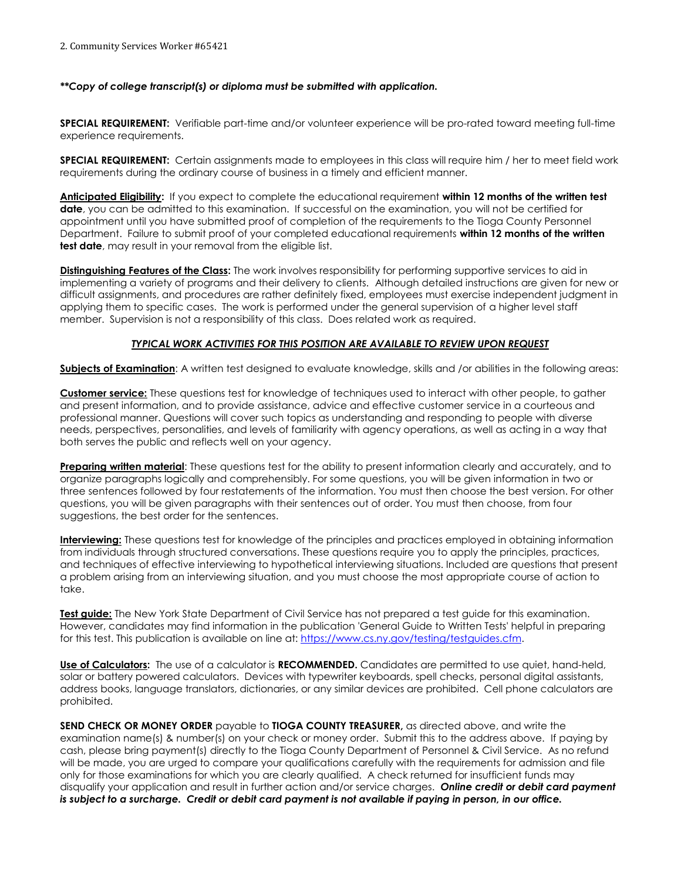***Copy of college transcript(s) or diploma must be submitted with application.*

**SPECIAL REQUIREMENT:** Verifiable part-time and/or volunteer experience will be pro-rated toward meeting full-time experience requirements.

**SPECIAL REQUIREMENT:** Certain assignments made to employees in this class will require him / her to meet field work requirements during the ordinary course of business in a timely and efficient manner.

**Anticipated Eligibility:** If you expect to complete the educational requirement **within 12 months of the written test date**, you can be admitted to this examination. If successful on the examination, you will not be certified for appointment until you have submitted proof of completion of the requirements to the Tioga County Personnel Department. Failure to submit proof of your completed educational requirements **within 12 months of the written test date**, may result in your removal from the eligible list.

**Distinguishing Features of the Class:** The work involves responsibility for performing supportive services to aid in implementing a variety of programs and their delivery to clients. Although detailed instructions are given for new or difficult assignments, and procedures are rather definitely fixed, employees must exercise independent judgment in applying them to specific cases. The work is performed under the general supervision of a higher level staff member. Supervision is not a responsibility of this class. Does related work as required.

***TYPICAL WORK ACTIVITIES FOR THIS POSITION ARE AVAILABLE TO REVIEW UPON REQUEST***

**Subjects of Examination**: A written test designed to evaluate knowledge, skills and /or abilities in the following areas:

**Customer service:** These questions test for knowledge of techniques used to interact with other people, to gather and present information, and to provide assistance, advice and effective customer service in a courteous and professional manner. Questions will cover such topics as understanding and responding to people with diverse needs, perspectives, personalities, and levels of familiarity with agency operations, as well as acting in a way that both serves the public and reflects well on your agency.

**Preparing written material**: These questions test for the ability to present information clearly and accurately, and to organize paragraphs logically and comprehensibly. For some questions, you will be given information in two or three sentences followed by four restatements of the information. You must then choose the best version. For other questions, you will be given paragraphs with their sentences out of order. You must then choose, from four suggestions, the best order for the sentences.

**Interviewing:** These questions test for knowledge of the principles and practices employed in obtaining information from individuals through structured conversations. These questions require you to apply the principles, practices, and techniques of effective interviewing to hypothetical interviewing situations. Included are questions that present a problem arising from an interviewing situation, and you must choose the most appropriate course of action to take.

**Test guide:** The New York State Department of Civil Service has not prepared a test guide for this examination. However, candidates may find information in the publication 'General Guide to Written Tests' helpful in preparing for this test. This publication is available on line at: https://www.cs.ny.gov/testing/testguides.cfm.

**Use of Calculators:** The use of a calculator is **RECOMMENDED.** Candidates are permitted to use quiet, hand-held, solar or battery powered calculators. Devices with typewriter keyboards, spell checks, personal digital assistants, address books, language translators, dictionaries, or any similar devices are prohibited. Cell phone calculators are prohibited.

**SEND CHECK OR MONEY ORDER** payable to **TIOGA COUNTY TREASURER,** as directed above, and write the examination name(s) & number(s) on your check or money order. Submit this to the address above. If paying by cash, please bring payment(s) directly to the Tioga County Department of Personnel & Civil Service. As no refund will be made, you are urged to compare your qualifications carefully with the requirements for admission and file only for those examinations for which you are clearly qualified. A check returned for insufficient funds may disqualify your application and result in further action and/or service charges. ***Online credit or debit card payment is subject to a surcharge. Credit or debit card payment is not available if paying in person, in our office.***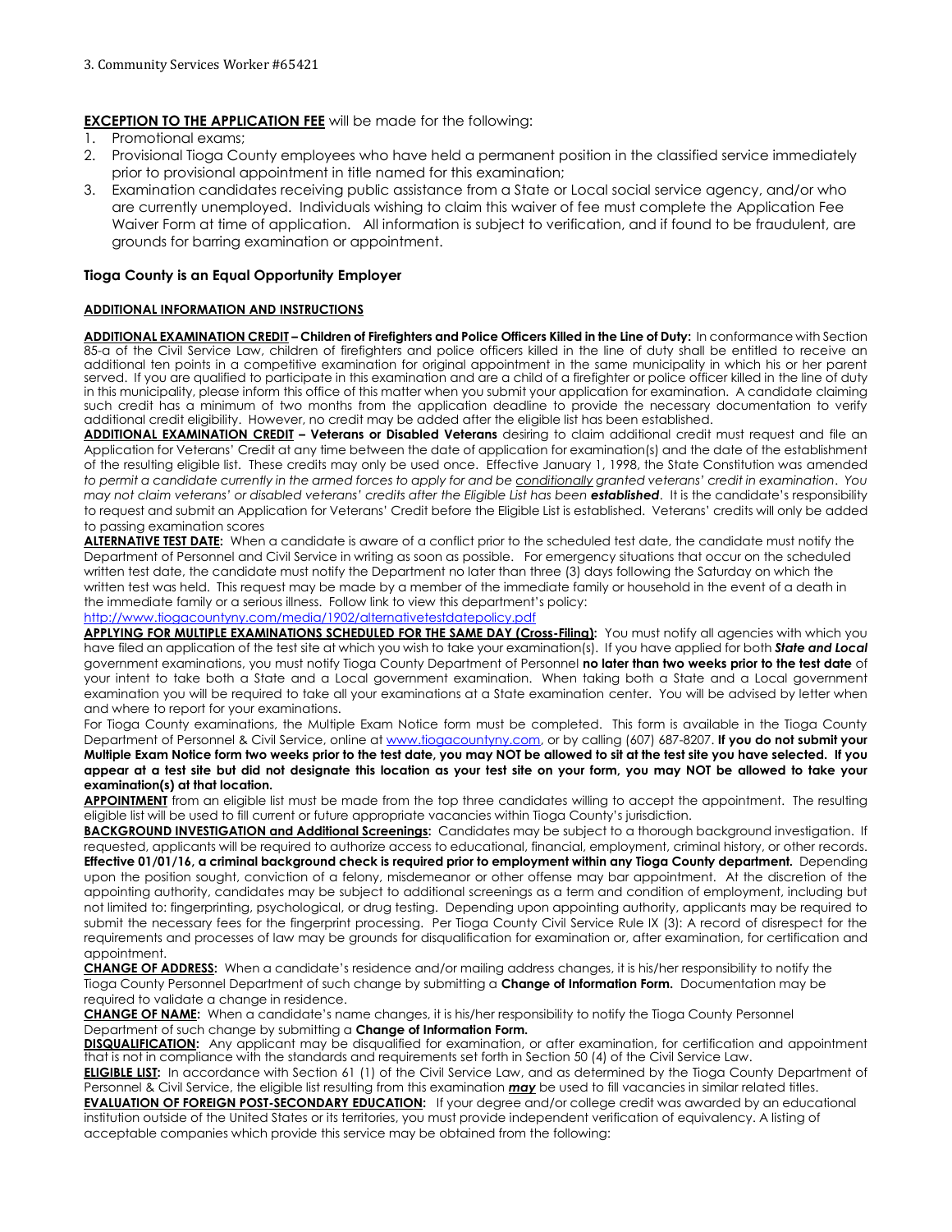3. Community Services Worker #65421

**EXCEPTION TO THE APPLICATION FEE** will be made for the following:

1. Promotional exams;
2. Provisional Tioga County employees who have held a permanent position in the classified service immediately prior to provisional appointment in title named for this examination;
3. Examination candidates receiving public assistance from a State or Local social service agency, and/or who are currently unemployed. Individuals wishing to claim this waiver of fee must complete the Application Fee Waiver Form at time of application. All information is subject to verification, and if found to be fraudulent, are grounds for barring examination or appointment.

**Tioga County is an Equal Opportunity Employer**

**ADDITIONAL INFORMATION AND INSTRUCTIONS**

**ADDITIONAL EXAMINATION CREDIT – Children of Firefighters and Police Officers Killed in the Line of Duty:** In conformance with Section 85-a of the Civil Service Law, children of firefighters and police officers killed in the line of duty shall be entitled to receive an additional ten points in a competitive examination for original appointment in the same municipality in which his or her parent served. If you are qualified to participate in this examination and are a child of a firefighter or police officer killed in the line of duty in this municipality, please inform this office of this matter when you submit your application for examination. A candidate claiming such credit has a minimum of two months from the application deadline to provide the necessary documentation to verify additional credit eligibility. However, no credit may be added after the eligible list has been established.

**ADDITIONAL EXAMINATION CREDIT – Veterans or Disabled Veterans** desiring to claim additional credit must request and file an Application for Veterans' Credit at any time between the date of application for examination(s) and the date of the establishment of the resulting eligible list. These credits may only be used once. Effective January 1, 1998, the State Constitution was amended *to permit a candidate currently in the armed forces to apply for and be conditionally granted veterans' credit in examination. You may not claim veterans' or disabled veterans' credits after the Eligible List has been* ***established***. It is the candidate's responsibility to request and submit an Application for Veterans' Credit before the Eligible List is established. Veterans' credits will only be added to passing examination scores

**ALTERNATIVE TEST DATE:** When a candidate is aware of a conflict prior to the scheduled test date, the candidate must notify the Department of Personnel and Civil Service in writing as soon as possible. For emergency situations that occur on the scheduled written test date, the candidate must notify the Department no later than three (3) days following the Saturday on which the written test was held. This request may be made by a member of the immediate family or household in the event of a death in the immediate family or a serious illness. Follow link to view this department's policy:
http://www.tiogacountyny.com/media/1902/alternativetestdatepolicy.pdf

**APPLYING FOR MULTIPLE EXAMINATIONS SCHEDULED FOR THE SAME DAY (Cross-Filing):** You must notify all agencies with which you have filed an application of the test site at which you wish to take your examination(s). If you have applied for both ***State and Local*** government examinations, you must notify Tioga County Department of Personnel **no later than two weeks prior to the test date** of your intent to take both a State and a Local government examination. When taking both a State and a Local government examination you will be required to take all your examinations at a State examination center. You will be advised by letter when and where to report for your examinations.

For Tioga County examinations, the Multiple Exam Notice form must be completed. This form is available in the Tioga County Department of Personnel & Civil Service, online at www.tiogacountyny.com, or by calling (607) 687-8207. **If you do not submit your Multiple Exam Notice form two weeks prior to the test date, you may NOT be allowed to sit at the test site you have selected. If you appear at a test site but did not designate this location as your test site on your form, you may NOT be allowed to take your examination(s) at that location.**

**APPOINTMENT** from an eligible list must be made from the top three candidates willing to accept the appointment. The resulting eligible list will be used to fill current or future appropriate vacancies within Tioga County's jurisdiction.

**BACKGROUND INVESTIGATION and Additional Screenings:** Candidates may be subject to a thorough background investigation. If requested, applicants will be required to authorize access to educational, financial, employment, criminal history, or other records. **Effective 01/01/16, a criminal background check is required prior to employment within any Tioga County department.** Depending upon the position sought, conviction of a felony, misdemeanor or other offense may bar appointment. At the discretion of the appointing authority, candidates may be subject to additional screenings as a term and condition of employment, including but not limited to: fingerprinting, psychological, or drug testing. Depending upon appointing authority, applicants may be required to submit the necessary fees for the fingerprint processing. Per Tioga County Civil Service Rule IX (3): A record of disrespect for the requirements and processes of law may be grounds for disqualification for examination or, after examination, for certification and appointment.

**CHANGE OF ADDRESS:** When a candidate's residence and/or mailing address changes, it is his/her responsibility to notify the Tioga County Personnel Department of such change by submitting a **Change of Information Form.** Documentation may be required to validate a change in residence.

**CHANGE OF NAME:** When a candidate's name changes, it is his/her responsibility to notify the Tioga County Personnel Department of such change by submitting a **Change of Information Form.**

**DISQUALIFICATION:** Any applicant may be disqualified for examination, or after examination, for certification and appointment that is not in compliance with the standards and requirements set forth in Section 50 (4) of the Civil Service Law.

**ELIGIBLE LIST:** In accordance with Section 61 (1) of the Civil Service Law, and as determined by the Tioga County Department of Personnel & Civil Service, the eligible list resulting from this examination ***may*** be used to fill vacancies in similar related titles.

**EVALUATION OF FOREIGN POST-SECONDARY EDUCATION:** If your degree and/or college credit was awarded by an educational institution outside of the United States or its territories, you must provide independent verification of equivalency. A listing of acceptable companies which provide this service may be obtained from the following: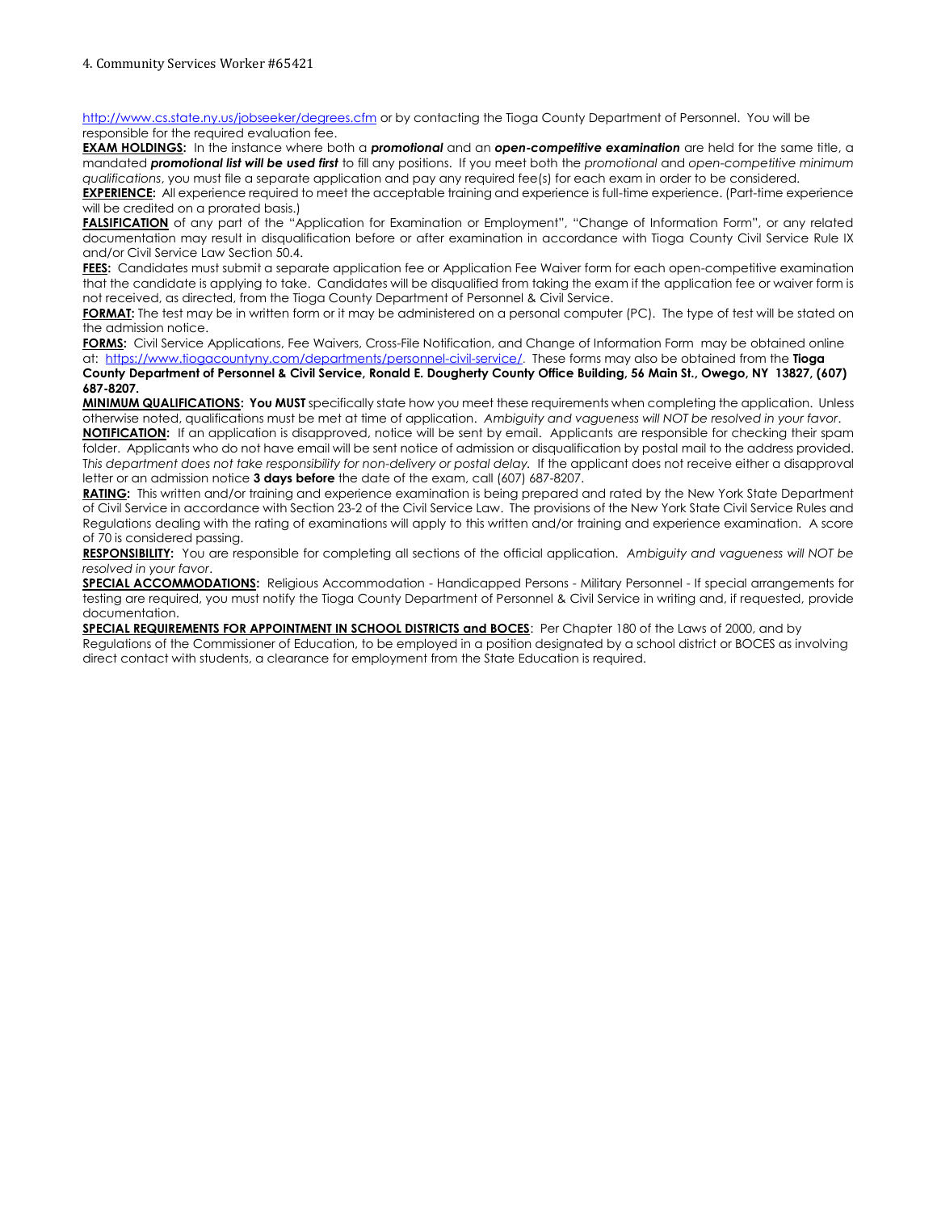http://www.cs.state.ny.us/jobseeker/degrees.cfm or by contacting the Tioga County Department of Personnel. You will be responsible for the required evaluation fee.

**EXAM HOLDINGS:** In the instance where both a ***promotional*** and an ***open-competitive examination*** are held for the same title, a mandated ***promotional list will be used first*** to fill any positions. If you meet both the *promotional* and *open-competitive minimum qualifications*, you must file a separate application and pay any required fee(s) for each exam in order to be considered.

**EXPERIENCE:** All experience required to meet the acceptable training and experience is full-time experience. (Part-time experience will be credited on a prorated basis.)

**FALSIFICATION** of any part of the "Application for Examination or Employment", "Change of Information Form", or any related documentation may result in disqualification before or after examination in accordance with Tioga County Civil Service Rule IX and/or Civil Service Law Section 50.4.

**FEES:** Candidates must submit a separate application fee or Application Fee Waiver form for each open-competitive examination that the candidate is applying to take. Candidates will be disqualified from taking the exam if the application fee or waiver form is not received, as directed, from the Tioga County Department of Personnel & Civil Service.

**FORMAT:** The test may be in written form or it may be administered on a personal computer (PC). The type of test will be stated on the admission notice.

**FORMS:** Civil Service Applications, Fee Waivers, Cross-File Notification, and Change of Information Form may be obtained online at: https://www.tiogacountyny.com/departments/personnel-civil-service/. These forms may also be obtained from the **Tioga County Department of Personnel & Civil Service, Ronald E. Dougherty County Office Building, 56 Main St., Owego, NY 13827, (607) 687-8207.**

**MINIMUM QUALIFICATIONS:** **You MUST** specifically state how you meet these requirements when completing the application. Unless otherwise noted, qualifications must be met at time of application. *Ambiguity and vagueness will NOT be resolved in your favor*.

**NOTIFICATION:** If an application is disapproved, notice will be sent by email. Applicants are responsible for checking their spam folder. Applicants who do not have email will be sent notice of admission or disqualification by postal mail to the address provided. T*his department does not take responsibility for non-delivery or postal delay.* If the applicant does not receive either a disapproval letter or an admission notice **3 days before** the date of the exam, call (607) 687-8207.

**RATING:** This written and/or training and experience examination is being prepared and rated by the New York State Department of Civil Service in accordance with Section 23-2 of the Civil Service Law. The provisions of the New York State Civil Service Rules and Regulations dealing with the rating of examinations will apply to this written and/or training and experience examination. A score of 70 is considered passing.

**RESPONSIBILITY:** You are responsible for completing all sections of the official application. *Ambiguity and vagueness will NOT be resolved in your favor*.

**SPECIAL ACCOMMODATIONS:** Religious Accommodation - Handicapped Persons - Military Personnel - If special arrangements for testing are required, you must notify the Tioga County Department of Personnel & Civil Service in writing and, if requested, provide documentation.

**SPECIAL REQUIREMENTS FOR APPOINTMENT IN SCHOOL DISTRICTS and BOCES**: Per Chapter 180 of the Laws of 2000, and by Regulations of the Commissioner of Education, to be employed in a position designated by a school district or BOCES as involving direct contact with students, a clearance for employment from the State Education is required.